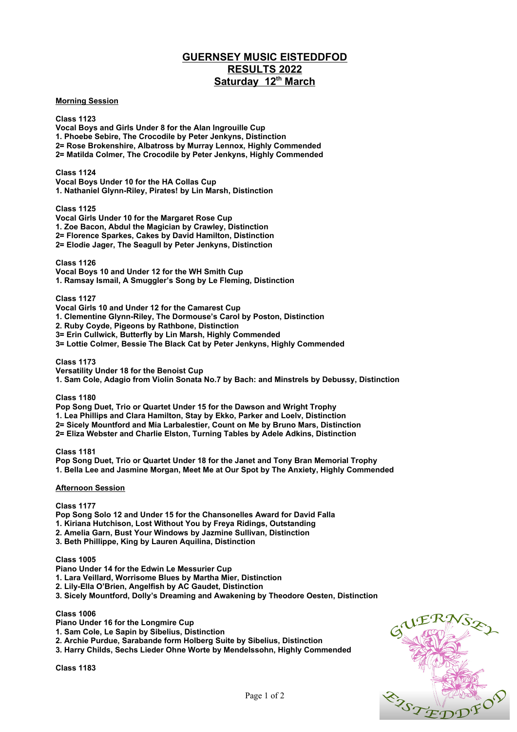# GUERNSEY MUSIC EISTEDDFOD
## RESULTS 2022
## Saturday 12th March

**Morning Session**

**Class 1123**
**Vocal Boys and Girls Under 8 for the Alan Ingrouille Cup**
**1. Phoebe Sebire, The Crocodile by Peter Jenkyns, Distinction**
**2= Rose Brokenshire, Albatross by Murray Lennox, Highly Commended**
**2= Matilda Colmer, The Crocodile by Peter Jenkyns, Highly Commended**

**Class 1124**
**Vocal Boys Under 10 for the HA Collas Cup**
**1. Nathaniel Glynn-Riley, Pirates! by Lin Marsh, Distinction**

**Class 1125**
**Vocal Girls Under 10 for the Margaret Rose Cup**
**1. Zoe Bacon, Abdul the Magician by Crawley, Distinction**
**2= Florence Sparkes, Cakes by David Hamilton, Distinction**
**2= Elodie Jager, The Seagull by Peter Jenkyns, Distinction**

**Class 1126**
**Vocal Boys 10 and Under 12 for the WH Smith Cup**
**1. Ramsay Ismail, A Smuggler's Song by Le Fleming, Distinction**

**Class 1127**
**Vocal Girls 10 and Under 12 for the Camarest Cup**
**1. Clementine Glynn-Riley, The Dormouse's Carol by Poston, Distinction**
**2. Ruby Coyde, Pigeons by Rathbone, Distinction**
**3= Erin Cullwick, Butterfly by Lin Marsh, Highly Commended**
**3= Lottie Colmer, Bessie The Black Cat by Peter Jenkyns, Highly Commended**

**Class 1173**
**Versatility Under 18 for the Benoist Cup**
**1. Sam Cole, Adagio from Violin Sonata No.7 by Bach: and Minstrels by Debussy, Distinction**

**Class 1180**
**Pop Song Duet, Trio or Quartet Under 15 for the Dawson and Wright Trophy**
**1. Lea Phillips and Clara Hamilton, Stay by Ekko, Parker and Loelv, Distinction**
**2= Sicely Mountford and Mia Larbalestier, Count on Me by Bruno Mars, Distinction**
**2= Eliza Webster and Charlie Elston, Turning Tables by Adele Adkins, Distinction**

**Class 1181**
**Pop Song Duet, Trio or Quartet Under 18 for the Janet and Tony Bran Memorial Trophy**
**1. Bella Lee and Jasmine Morgan, Meet Me at Our Spot by The Anxiety, Highly Commended**

**Afternoon Session**

**Class 1177**
**Pop Song Solo 12 and Under 15 for the Chansonelles Award for David Falla**
**1. Kiriana Hutchison, Lost Without You by Freya Ridings, Outstanding**
**2. Amelia Garn, Bust Your Windows by Jazmine Sullivan, Distinction**
**3. Beth Phillippe, King by Lauren Aquilina, Distinction**

**Class 1005**
**Piano Under 14 for the Edwin Le Messurier Cup**
**1. Lara Veillard, Worrisome Blues by Martha Mier, Distinction**
**2. Lily-Ella O'Brien, Angelfish by AC Gaudet, Distinction**
**3. Sicely Mountford, Dolly's Dreaming and Awakening by Theodore Oesten, Distinction**

**Class 1006**
**Piano Under 16 for the Longmire Cup**
**1. Sam Cole, Le Sapin by Sibelius, Distinction**
**2. Archie Purdue, Sarabande form Holberg Suite by Sibelius, Distinction**
**3. Harry Childs, Sechs Lieder Ohne Worte by Mendelssohn, Highly Commended**

**Class 1183**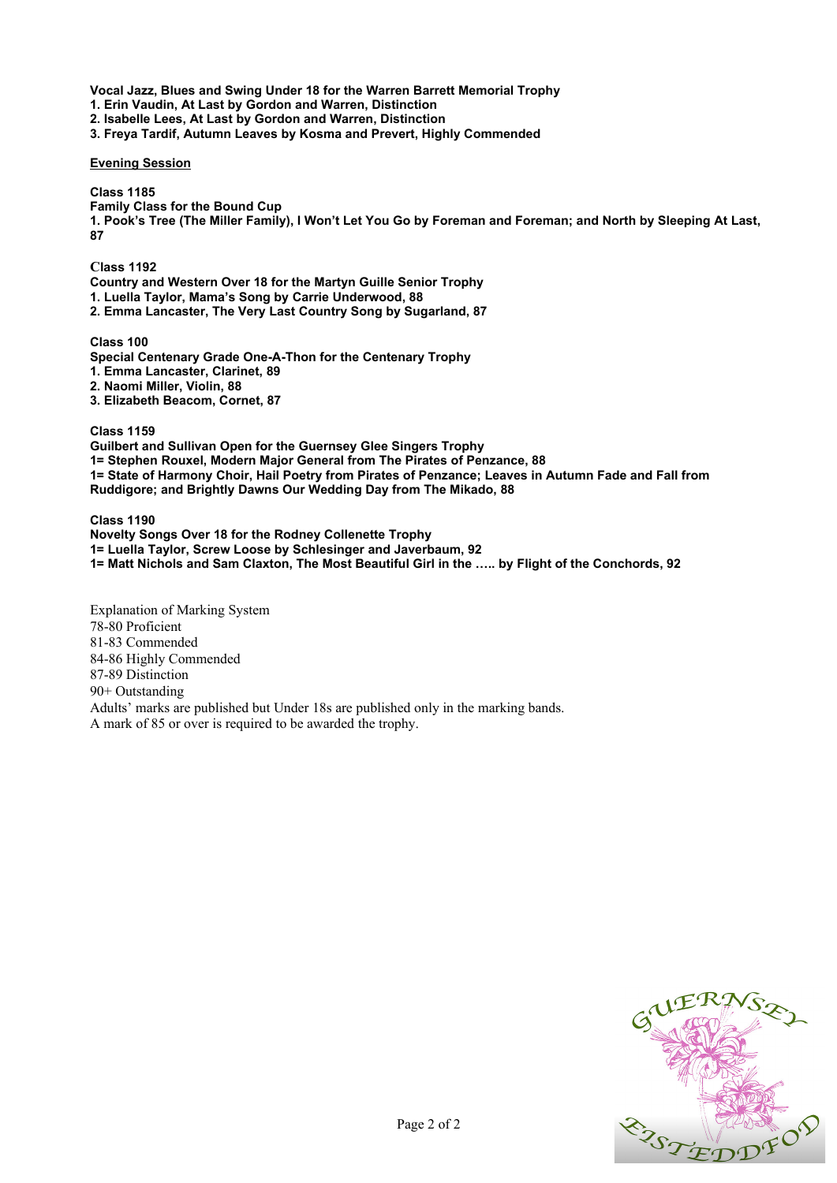**Vocal Jazz, Blues and Swing Under 18 for the Warren Barrett Memorial Trophy**
**1. Erin Vaudin, At Last by Gordon and Warren, Distinction**
**2. Isabelle Lees, At Last by Gordon and Warren, Distinction**
**3. Freya Tardif, Autumn Leaves by Kosma and Prevert, Highly Commended**

**Evening Session**

**Class 1185**
**Family Class for the Bound Cup**
**1. Pook's Tree (The Miller Family), I Won't Let You Go by Foreman and Foreman; and North by Sleeping At Last, 87**

**Class 1192**
**Country and Western Over 18 for the Martyn Guille Senior Trophy**
**1. Luella Taylor, Mama's Song by Carrie Underwood, 88**
**2. Emma Lancaster, The Very Last Country Song by Sugarland, 87**

**Class 100**
**Special Centenary Grade One-A-Thon for the Centenary Trophy**
**1. Emma Lancaster, Clarinet, 89**
**2. Naomi Miller, Violin, 88**
**3. Elizabeth Beacom, Cornet, 87**

**Class 1159**
**Guilbert and Sullivan Open for the Guernsey Glee Singers Trophy**
**1= Stephen Rouxel, Modern Major General from The Pirates of Penzance, 88**
**1= State of Harmony Choir, Hail Poetry from Pirates of Penzance; Leaves in Autumn Fade and Fall from Ruddigore; and Brightly Dawns Our Wedding Day from The Mikado, 88**

**Class 1190**
**Novelty Songs Over 18 for the Rodney Collenette Trophy**
**1= Luella Taylor, Screw Loose by Schlesinger and Javerbaum, 92**
**1= Matt Nichols and Sam Claxton, The Most Beautiful Girl in the ….. by Flight of the Conchords, 92**

Explanation of Marking System
78-80 Proficient
81-83 Commended
84-86 Highly Commended
87-89 Distinction
90+ Outstanding
Adults' marks are published but Under 18s are published only in the marking bands.
A mark of 85 or over is required to be awarded the trophy.